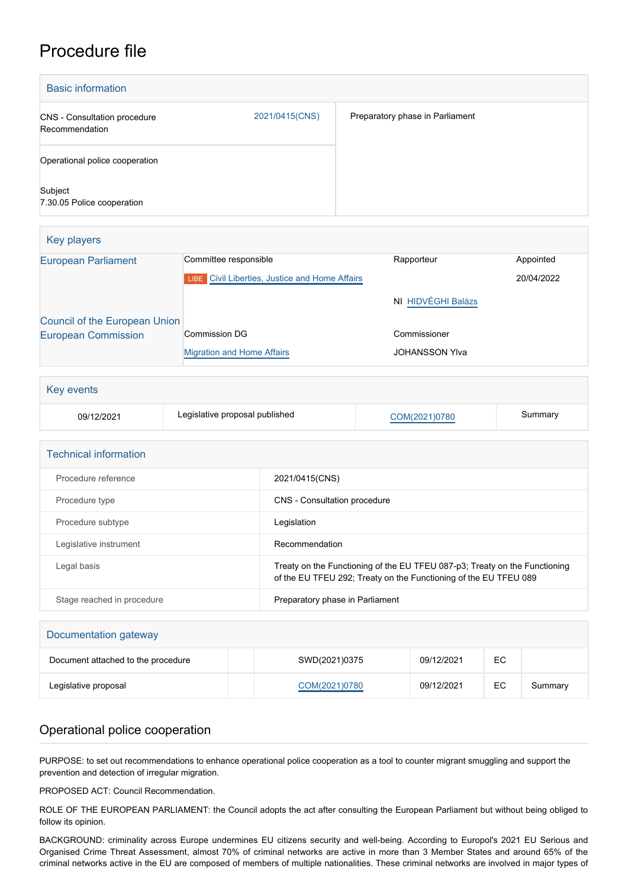# Procedure file

## Basic information

| | | |
|---|---|---|
| CNS - Consultation procedure<br>Recommendation | 2021/0415(CNS) | Preparatory phase in Parliament |
| Operational police cooperation<br><br>Subject<br>7.30.05 Police cooperation | | |

## Key players

| | | | |
|---|---|---|---|
| European Parliament | Committee responsible | Rapporteur | Appointed |
| | LIBE Civil Liberties, Justice and Home Affairs | | 20/04/2022 |
| | | NI HIDVÉGHI Balázs | |
| Council of the European Union | | | |
| European Commission | Commission DG | Commissioner | |
| | Migration and Home Affairs | JOHANSSON Ylva | |

## Key events

| | | | |
|---|---|---|---|
| 09/12/2021 | Legislative proposal published | COM(2021)0780 | Summary |

## Technical information

| | |
|---|---|
| Procedure reference | 2021/0415(CNS) |
| Procedure type | CNS - Consultation procedure |
| Procedure subtype | Legislation |
| Legislative instrument | Recommendation |
| Legal basis | Treaty on the Functioning of the EU TFEU 087-p3; Treaty on the Functioning of the EU TFEU 292; Treaty on the Functioning of the EU TFEU 089 |
| Stage reached in procedure | Preparatory phase in Parliament |

## Documentation gateway

| | | | | | |
|---|---|---|---|---|---|
| Document attached to the procedure | | SWD(2021)0375 | 09/12/2021 | EC | |
| Legislative proposal | | COM(2021)0780 | 09/12/2021 | EC | Summary |

## Operational police cooperation

PURPOSE: to set out recommendations to enhance operational police cooperation as a tool to counter migrant smuggling and support the prevention and detection of irregular migration.

PROPOSED ACT: Council Recommendation.

ROLE OF THE EUROPEAN PARLIAMENT: the Council adopts the act after consulting the European Parliament but without being obliged to follow its opinion.

BACKGROUND: criminality across Europe undermines EU citizens security and well-being. According to Europol's 2021 EU Serious and Organised Crime Threat Assessment, almost 70% of criminal networks are active in more than 3 Member States and around 65% of the criminal networks active in the EU are composed of members of multiple nationalities. These criminal networks are involved in major types of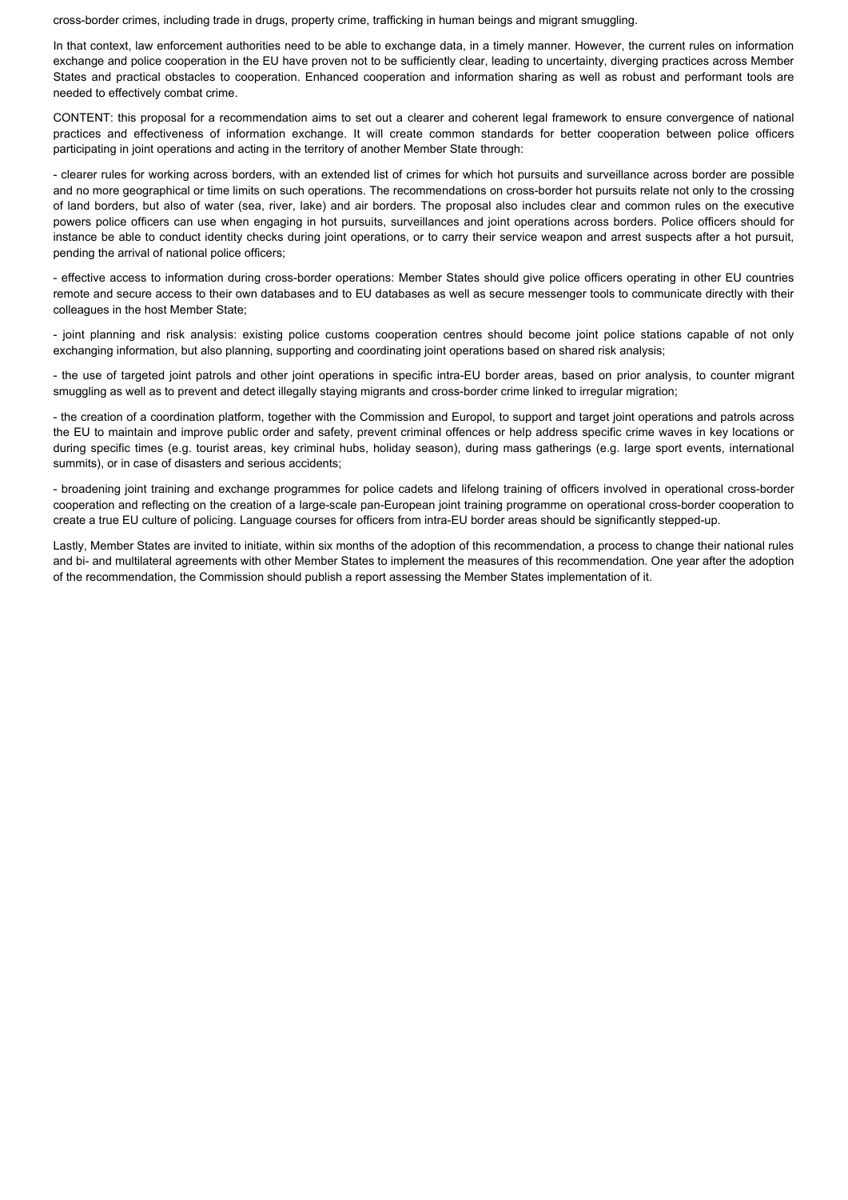cross-border crimes, including trade in drugs, property crime, trafficking in human beings and migrant smuggling.

In that context, law enforcement authorities need to be able to exchange data, in a timely manner. However, the current rules on information exchange and police cooperation in the EU have proven not to be sufficiently clear, leading to uncertainty, diverging practices across Member States and practical obstacles to cooperation. Enhanced cooperation and information sharing as well as robust and performant tools are needed to effectively combat crime.

CONTENT: this proposal for a recommendation aims to set out a clearer and coherent legal framework to ensure convergence of national practices and effectiveness of information exchange. It will create common standards for better cooperation between police officers participating in joint operations and acting in the territory of another Member State through:

- clearer rules for working across borders, with an extended list of crimes for which hot pursuits and surveillance across border are possible and no more geographical or time limits on such operations. The recommendations on cross-border hot pursuits relate not only to the crossing of land borders, but also of water (sea, river, lake) and air borders. The proposal also includes clear and common rules on the executive powers police officers can use when engaging in hot pursuits, surveillances and joint operations across borders. Police officers should for instance be able to conduct identity checks during joint operations, or to carry their service weapon and arrest suspects after a hot pursuit, pending the arrival of national police officers;
- effective access to information during cross-border operations: Member States should give police officers operating in other EU countries remote and secure access to their own databases and to EU databases as well as secure messenger tools to communicate directly with their colleagues in the host Member State;
- joint planning and risk analysis: existing police customs cooperation centres should become joint police stations capable of not only exchanging information, but also planning, supporting and coordinating joint operations based on shared risk analysis;
- the use of targeted joint patrols and other joint operations in specific intra-EU border areas, based on prior analysis, to counter migrant smuggling as well as to prevent and detect illegally staying migrants and cross-border crime linked to irregular migration;
- the creation of a coordination platform, together with the Commission and Europol, to support and target joint operations and patrols across the EU to maintain and improve public order and safety, prevent criminal offences or help address specific crime waves in key locations or during specific times (e.g. tourist areas, key criminal hubs, holiday season), during mass gatherings (e.g. large sport events, international summits), or in case of disasters and serious accidents;
- broadening joint training and exchange programmes for police cadets and lifelong training of officers involved in operational cross-border cooperation and reflecting on the creation of a large-scale pan-European joint training programme on operational cross-border cooperation to create a true EU culture of policing. Language courses for officers from intra-EU border areas should be significantly stepped-up.

Lastly, Member States are invited to initiate, within six months of the adoption of this recommendation, a process to change their national rules and bi- and multilateral agreements with other Member States to implement the measures of this recommendation. One year after the adoption of the recommendation, the Commission should publish a report assessing the Member States implementation of it.